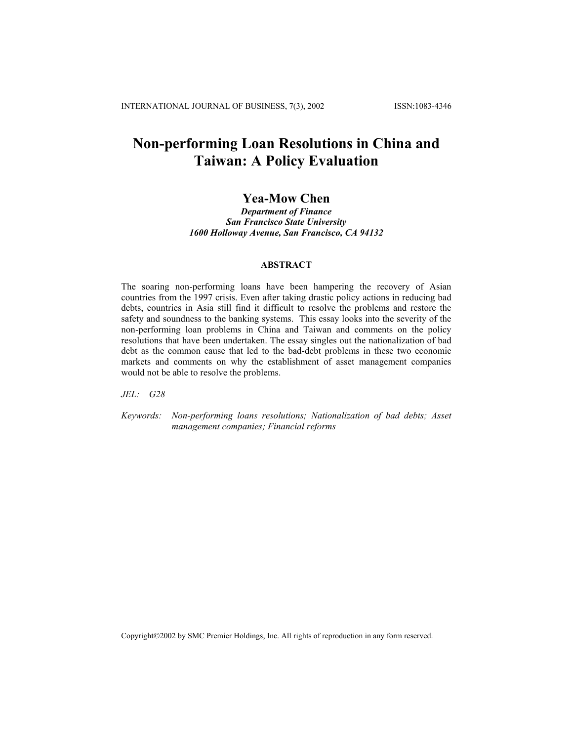# Non-performing Loan Resolutions in China and Taiwan: A Policy Evaluation

## Yea-Mow Chen

***Department of Finance***
***San Francisco State University***
***1600 Holloway Avenue, San Francisco, CA 94132***

### ABSTRACT

The soaring non-performing loans have been hampering the recovery of Asian countries from the 1997 crisis. Even after taking drastic policy actions in reducing bad debts, countries in Asia still find it difficult to resolve the problems and restore the safety and soundness to the banking systems. This essay looks into the severity of the non-performing loan problems in China and Taiwan and comments on the policy resolutions that have been undertaken. The essay singles out the nationalization of bad debt as the common cause that led to the bad-debt problems in these two economic markets and comments on why the establishment of asset management companies would not be able to resolve the problems.

*JEL:* G28

*Keywords:* *Non-performing loans resolutions; Nationalization of bad debts; Asset management companies; Financial reforms*

Copyright©2002 by SMC Premier Holdings, Inc. All rights of reproduction in any form reserved.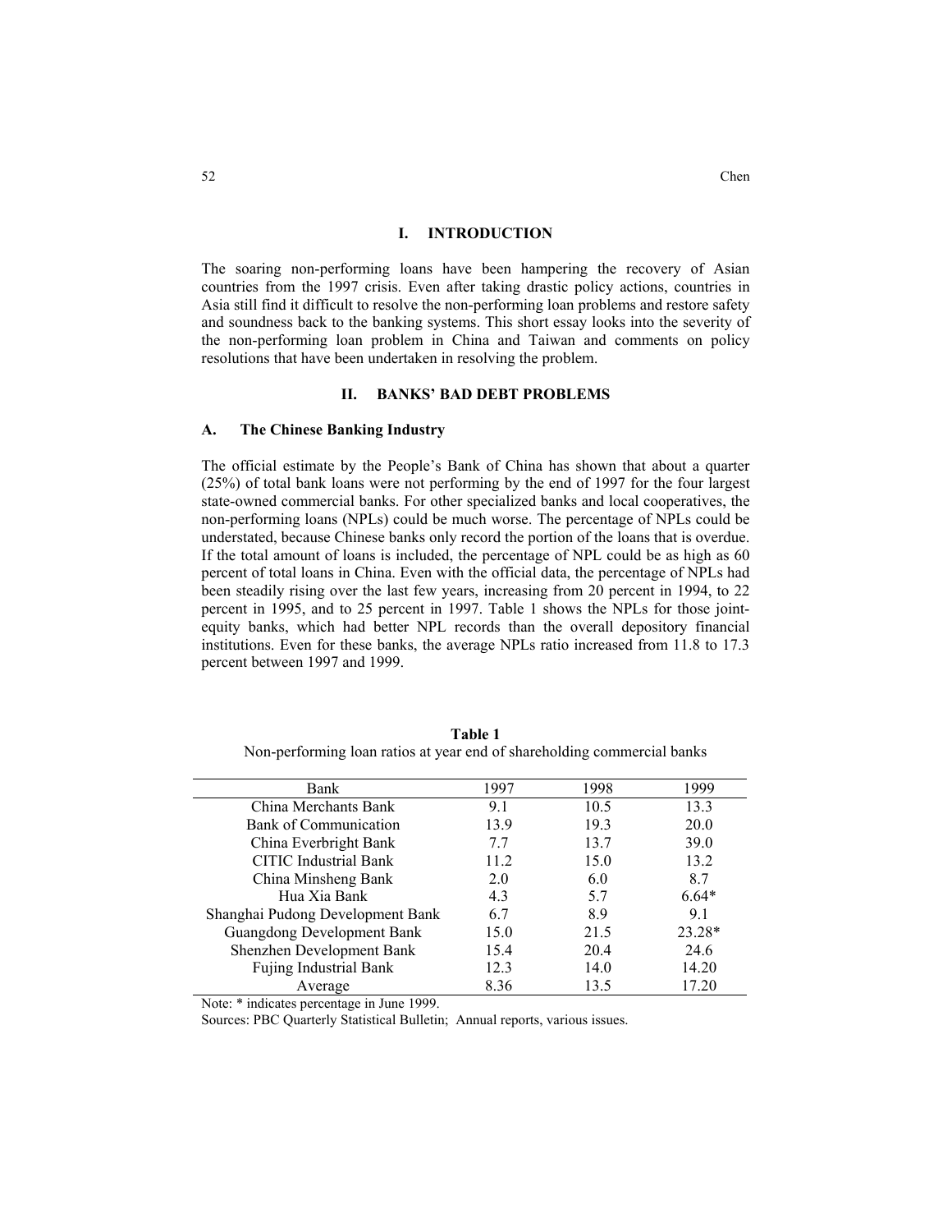## I. INTRODUCTION

The soaring non-performing loans have been hampering the recovery of Asian countries from the 1997 crisis. Even after taking drastic policy actions, countries in Asia still find it difficult to resolve the non-performing loan problems and restore safety and soundness back to the banking systems. This short essay looks into the severity of the non-performing loan problem in China and Taiwan and comments on policy resolutions that have been undertaken in resolving the problem.

## II. BANKS' BAD DEBT PROBLEMS

### A. The Chinese Banking Industry

The official estimate by the People's Bank of China has shown that about a quarter (25%) of total bank loans were not performing by the end of 1997 for the four largest state-owned commercial banks. For other specialized banks and local cooperatives, the non-performing loans (NPLs) could be much worse. The percentage of NPLs could be understated, because Chinese banks only record the portion of the loans that is overdue. If the total amount of loans is included, the percentage of NPL could be as high as 60 percent of total loans in China. Even with the official data, the percentage of NPLs had been steadily rising over the last few years, increasing from 20 percent in 1994, to 22 percent in 1995, and to 25 percent in 1997. Table 1 shows the NPLs for those joint-equity banks, which had better NPL records than the overall depository financial institutions. Even for these banks, the average NPLs ratio increased from 11.8 to 17.3 percent between 1997 and 1999.

**Table 1**

Non-performing loan ratios at year end of shareholding commercial banks

| Bank | 1997 | 1998 | 1999 |
|---|---|---|---|
| China Merchants Bank | 9.1 | 10.5 | 13.3 |
| Bank of Communication | 13.9 | 19.3 | 20.0 |
| China Everbright Bank | 7.7 | 13.7 | 39.0 |
| CITIC Industrial Bank | 11.2 | 15.0 | 13.2 |
| China Minsheng Bank | 2.0 | 6.0 | 8.7 |
| Hua Xia Bank | 4.3 | 5.7 | 6.64* |
| Shanghai Pudong Development Bank | 6.7 | 8.9 | 9.1 |
| Guangdong Development Bank | 15.0 | 21.5 | 23.28* |
| Shenzhen Development Bank | 15.4 | 20.4 | 24.6 |
| Fujing Industrial Bank | 12.3 | 14.0 | 14.20 |
| Average | 8.36 | 13.5 | 17.20 |

Note: * indicates percentage in June 1999.

Sources: PBC Quarterly Statistical Bulletin; Annual reports, various issues.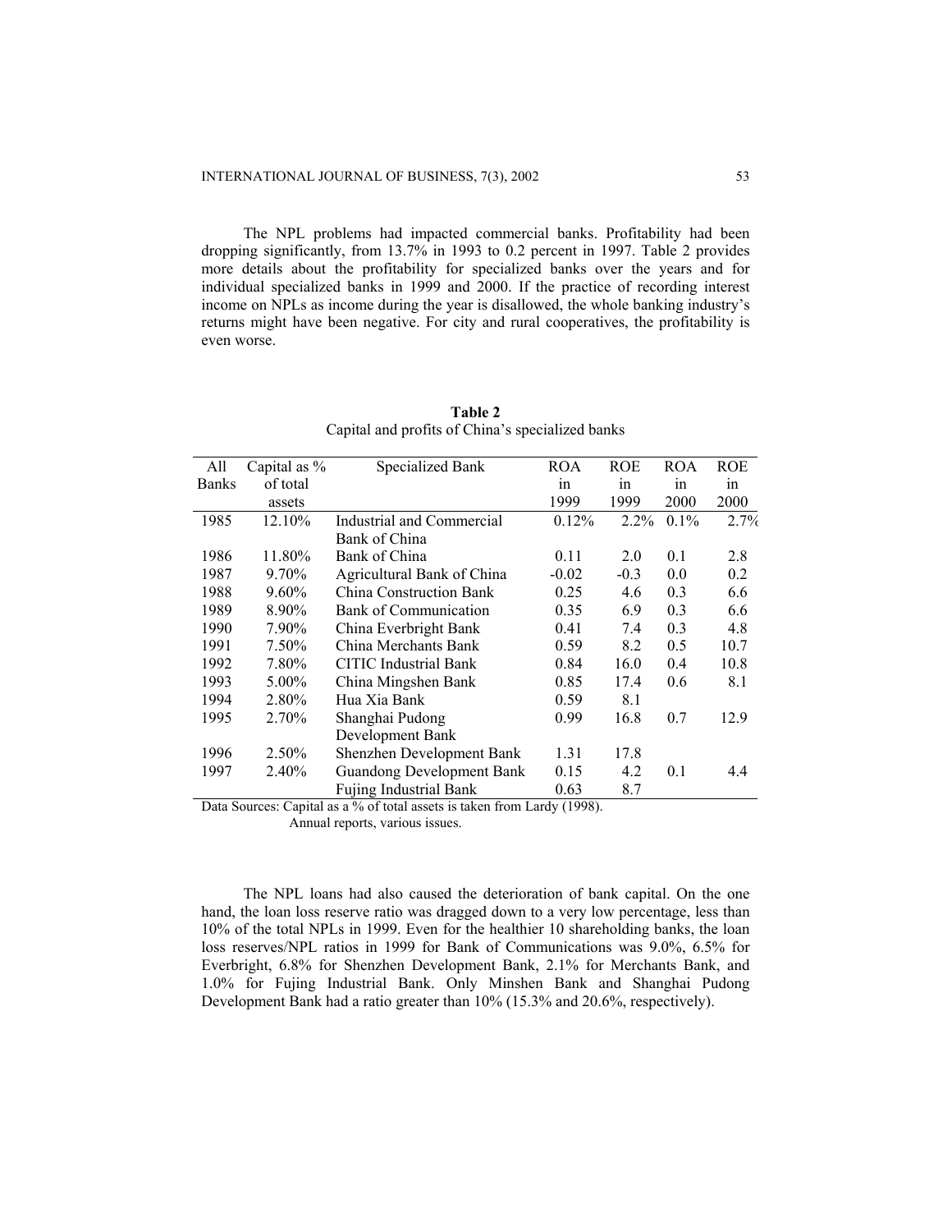The NPL problems had impacted commercial banks. Profitability had been dropping significantly, from 13.7% in 1993 to 0.2 percent in 1997. Table 2 provides more details about the profitability for specialized banks over the years and for individual specialized banks in 1999 and 2000. If the practice of recording interest income on NPLs as income during the year is disallowed, the whole banking industry's returns might have been negative. For city and rural cooperatives, the profitability is even worse.

**Table 2**
Capital and profits of China's specialized banks

| All Banks | Capital as % of total assets | Specialized Bank | ROA in 1999 | ROE in 1999 | ROA in 2000 | ROE in 2000 |
|---|---|---|---|---|---|---|
| 1985 | 12.10% | Industrial and Commercial Bank of China | 0.12% | 2.2% | 0.1% | 2.7% |
| 1986 | 11.80% | Bank of China | 0.11 | 2.0 | 0.1 | 2.8 |
| 1987 | 9.70% | Agricultural Bank of China | -0.02 | -0.3 | 0.0 | 0.2 |
| 1988 | 9.60% | China Construction Bank | 0.25 | 4.6 | 0.3 | 6.6 |
| 1989 | 8.90% | Bank of Communication | 0.35 | 6.9 | 0.3 | 6.6 |
| 1990 | 7.90% | China Everbright Bank | 0.41 | 7.4 | 0.3 | 4.8 |
| 1991 | 7.50% | China Merchants Bank | 0.59 | 8.2 | 0.5 | 10.7 |
| 1992 | 7.80% | CITIC Industrial Bank | 0.84 | 16.0 | 0.4 | 10.8 |
| 1993 | 5.00% | China Mingshen Bank | 0.85 | 17.4 | 0.6 | 8.1 |
| 1994 | 2.80% | Hua Xia Bank | 0.59 | 8.1 | | |
| 1995 | 2.70% | Shanghai Pudong Development Bank | 0.99 | 16.8 | 0.7 | 12.9 |
| 1996 | 2.50% | Shenzhen Development Bank | 1.31 | 17.8 | | |
| 1997 | 2.40% | Guandong Development Bank | 0.15 | 4.2 | 0.1 | 4.4 |
| | | Fujing Industrial Bank | 0.63 | 8.7 | | |

Data Sources: Capital as a % of total assets is taken from Lardy (1998).
Annual reports, various issues.

The NPL loans had also caused the deterioration of bank capital. On the one hand, the loan loss reserve ratio was dragged down to a very low percentage, less than 10% of the total NPLs in 1999. Even for the healthier 10 shareholding banks, the loan loss reserves/NPL ratios in 1999 for Bank of Communications was 9.0%, 6.5% for Everbright, 6.8% for Shenzhen Development Bank, 2.1% for Merchants Bank, and 1.0% for Fujing Industrial Bank. Only Minshen Bank and Shanghai Pudong Development Bank had a ratio greater than 10% (15.3% and 20.6%, respectively).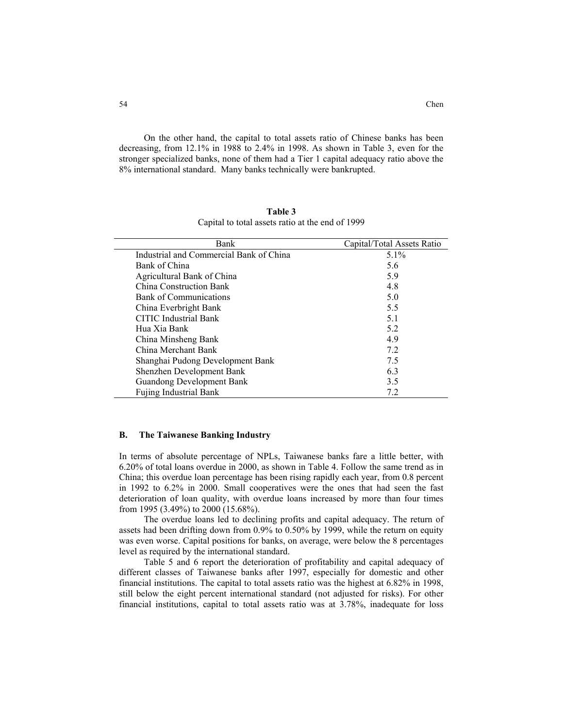On the other hand, the capital to total assets ratio of Chinese banks has been decreasing, from 12.1% in 1988 to 2.4% in 1998. As shown in Table 3, even for the stronger specialized banks, none of them had a Tier 1 capital adequacy ratio above the 8% international standard. Many banks technically were bankrupted.

**Table 3**
Capital to total assets ratio at the end of 1999

| Bank | Capital/Total Assets Ratio |
|---|---|
| Industrial and Commercial Bank of China | 5.1% |
| Bank of China | 5.6 |
| Agricultural Bank of China | 5.9 |
| China Construction Bank | 4.8 |
| Bank of Communications | 5.0 |
| China Everbright Bank | 5.5 |
| CITIC Industrial Bank | 5.1 |
| Hua Xia Bank | 5.2 |
| China Minsheng Bank | 4.9 |
| China Merchant Bank | 7.2 |
| Shanghai Pudong Development Bank | 7.5 |
| Shenzhen Development Bank | 6.3 |
| Guandong Development Bank | 3.5 |
| Fujing Industrial Bank | 7.2 |

### B. The Taiwanese Banking Industry

In terms of absolute percentage of NPLs, Taiwanese banks fare a little better, with 6.20% of total loans overdue in 2000, as shown in Table 4. Follow the same trend as in China; this overdue loan percentage has been rising rapidly each year, from 0.8 percent in 1992 to 6.2% in 2000. Small cooperatives were the ones that had seen the fast deterioration of loan quality, with overdue loans increased by more than four times from 1995 (3.49%) to 2000 (15.68%).

The overdue loans led to declining profits and capital adequacy. The return of assets had been drifting down from 0.9% to 0.50% by 1999, while the return on equity was even worse. Capital positions for banks, on average, were below the 8 percentages level as required by the international standard.

Table 5 and 6 report the deterioration of profitability and capital adequacy of different classes of Taiwanese banks after 1997, especially for domestic and other financial institutions. The capital to total assets ratio was the highest at 6.82% in 1998, still below the eight percent international standard (not adjusted for risks). For other financial institutions, capital to total assets ratio was at 3.78%, inadequate for loss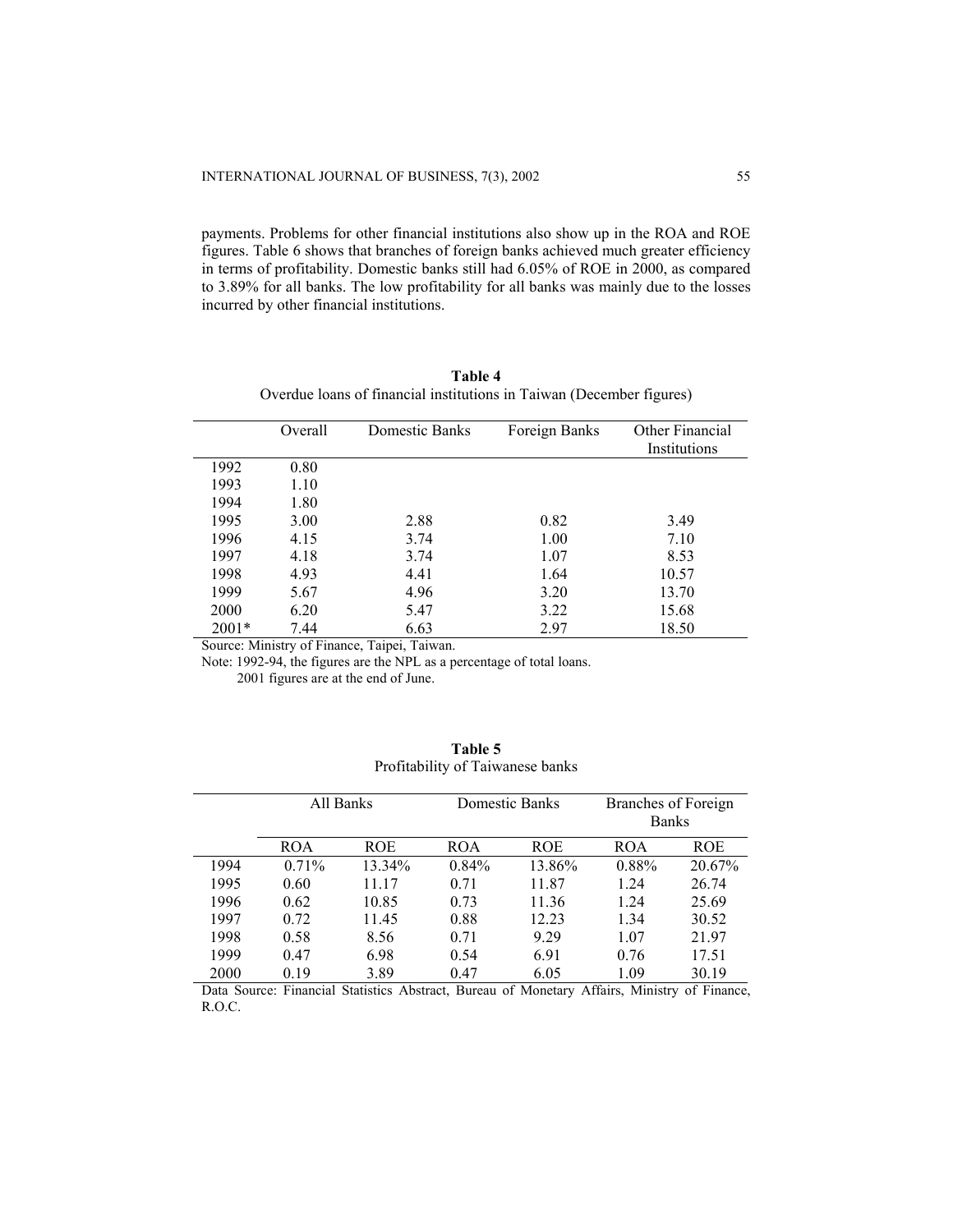payments. Problems for other financial institutions also show up in the ROA and ROE figures. Table 6 shows that branches of foreign banks achieved much greater efficiency in terms of profitability. Domestic banks still had 6.05% of ROE in 2000, as compared to 3.89% for all banks. The low profitability for all banks was mainly due to the losses incurred by other financial institutions.

**Table 4**
Overdue loans of financial institutions in Taiwan (December figures)

| | Overall | Domestic Banks | Foreign Banks | Other Financial Institutions |
|---|---|---|---|---|
| 1992 | 0.80 | | | |
| 1993 | 1.10 | | | |
| 1994 | 1.80 | | | |
| 1995 | 3.00 | 2.88 | 0.82 | 3.49 |
| 1996 | 4.15 | 3.74 | 1.00 | 7.10 |
| 1997 | 4.18 | 3.74 | 1.07 | 8.53 |
| 1998 | 4.93 | 4.41 | 1.64 | 10.57 |
| 1999 | 5.67 | 4.96 | 3.20 | 13.70 |
| 2000 | 6.20 | 5.47 | 3.22 | 15.68 |
| 2001* | 7.44 | 6.63 | 2.97 | 18.50 |

Source: Ministry of Finance, Taipei, Taiwan.
Note: 1992-94, the figures are the NPL as a percentage of total loans.
2001 figures are at the end of June.

**Table 5**
Profitability of Taiwanese banks

| | All Banks | | Domestic Banks | | Branches of Foreign Banks | |
|---|---|---|---|---|---|---|
| | ROA | ROE | ROA | ROE | ROA | ROE |
| 1994 | 0.71% | 13.34% | 0.84% | 13.86% | 0.88% | 20.67% |
| 1995 | 0.60 | 11.17 | 0.71 | 11.87 | 1.24 | 26.74 |
| 1996 | 0.62 | 10.85 | 0.73 | 11.36 | 1.24 | 25.69 |
| 1997 | 0.72 | 11.45 | 0.88 | 12.23 | 1.34 | 30.52 |
| 1998 | 0.58 | 8.56 | 0.71 | 9.29 | 1.07 | 21.97 |
| 1999 | 0.47 | 6.98 | 0.54 | 6.91 | 0.76 | 17.51 |
| 2000 | 0.19 | 3.89 | 0.47 | 6.05 | 1.09 | 30.19 |

Data Source: Financial Statistics Abstract, Bureau of Monetary Affairs, Ministry of Finance, R.O.C.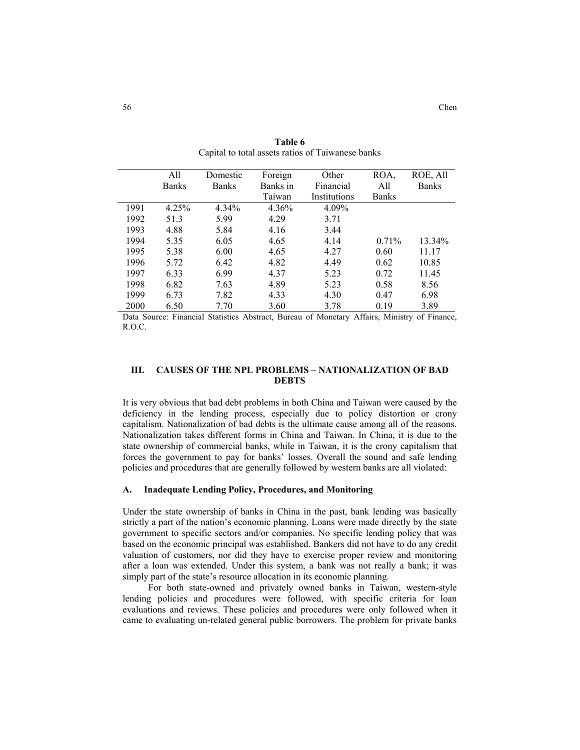**Table 6**
Capital to total assets ratios of Taiwanese banks

| | All Banks | Domestic Banks | Foreign Banks in Taiwan | Other Financial Institutions | ROA, All Banks | ROE, All Banks |
|---|---|---|---|---|---|---|
| 1991 | 4.25% | 4.34% | 4.36% | 4.09% | | |
| 1992 | 51.3 | 5.99 | 4.29 | 3.71 | | |
| 1993 | 4.88 | 5.84 | 4.16 | 3.44 | | |
| 1994 | 5.35 | 6.05 | 4.65 | 4.14 | 0.71% | 13.34% |
| 1995 | 5.38 | 6.00 | 4.65 | 4.27 | 0.60 | 11.17 |
| 1996 | 5.72 | 6.42 | 4.82 | 4.49 | 0.62 | 10.85 |
| 1997 | 6.33 | 6.99 | 4.37 | 5.23 | 0.72 | 11.45 |
| 1998 | 6.82 | 7.63 | 4.89 | 5.23 | 0.58 | 8.56 |
| 1999 | 6.73 | 7.82 | 4.33 | 4.30 | 0.47 | 6.98 |
| 2000 | 6.50 | 7.70 | 3.60 | 3.78 | 0.19 | 3.89 |

Data Source: Financial Statistics Abstract, Bureau of Monetary Affairs, Ministry of Finance, R.O.C.

## III. CAUSES OF THE NPL PROBLEMS – NATIONALIZATION OF BAD DEBTS

It is very obvious that bad debt problems in both China and Taiwan were caused by the deficiency in the lending process, especially due to policy distortion or crony capitalism. Nationalization of bad debts is the ultimate cause among all of the reasons. Nationalization takes different forms in China and Taiwan. In China, it is due to the state ownership of commercial banks, while in Taiwan, it is the crony capitalism that forces the government to pay for banks' losses. Overall the sound and safe lending policies and procedures that are generally followed by western banks are all violated:

### A. Inadequate Lending Policy, Procedures, and Monitoring

Under the state ownership of banks in China in the past, bank lending was basically strictly a part of the nation's economic planning. Loans were made directly by the state government to specific sectors and/or companies. No specific lending policy that was based on the economic principal was established. Bankers did not have to do any credit valuation of customers, nor did they have to exercise proper review and monitoring after a loan was extended. Under this system, a bank was not really a bank; it was simply part of the state's resource allocation in its economic planning.

For both state-owned and privately owned banks in Taiwan, western-style lending policies and procedures were followed, with specific criteria for loan evaluations and reviews. These policies and procedures were only followed when it came to evaluating un-related general public borrowers. The problem for private banks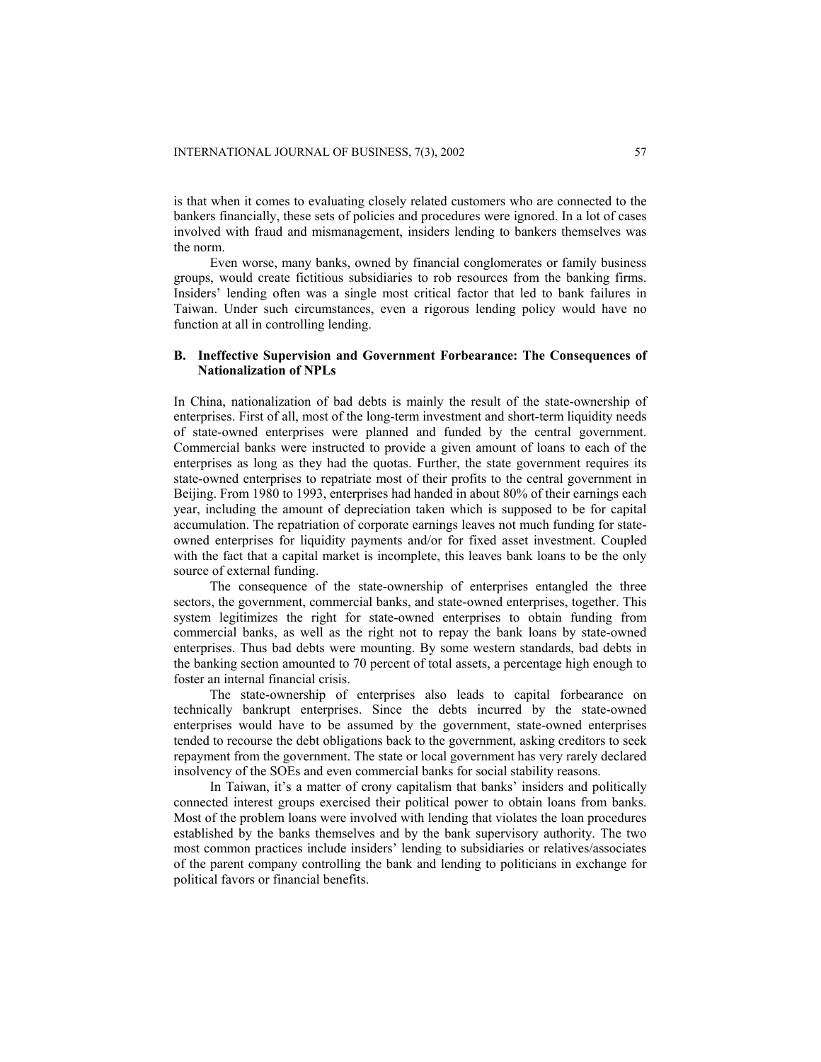is that when it comes to evaluating closely related customers who are connected to the bankers financially, these sets of policies and procedures were ignored. In a lot of cases involved with fraud and mismanagement, insiders lending to bankers themselves was the norm.

Even worse, many banks, owned by financial conglomerates or family business groups, would create fictitious subsidiaries to rob resources from the banking firms. Insiders' lending often was a single most critical factor that led to bank failures in Taiwan. Under such circumstances, even a rigorous lending policy would have no function at all in controlling lending.

### B. Ineffective Supervision and Government Forbearance: The Consequences of Nationalization of NPLs

In China, nationalization of bad debts is mainly the result of the state-ownership of enterprises. First of all, most of the long-term investment and short-term liquidity needs of state-owned enterprises were planned and funded by the central government. Commercial banks were instructed to provide a given amount of loans to each of the enterprises as long as they had the quotas. Further, the state government requires its state-owned enterprises to repatriate most of their profits to the central government in Beijing. From 1980 to 1993, enterprises had handed in about 80% of their earnings each year, including the amount of depreciation taken which is supposed to be for capital accumulation. The repatriation of corporate earnings leaves not much funding for state-owned enterprises for liquidity payments and/or for fixed asset investment. Coupled with the fact that a capital market is incomplete, this leaves bank loans to be the only source of external funding.

The consequence of the state-ownership of enterprises entangled the three sectors, the government, commercial banks, and state-owned enterprises, together. This system legitimizes the right for state-owned enterprises to obtain funding from commercial banks, as well as the right not to repay the bank loans by state-owned enterprises. Thus bad debts were mounting. By some western standards, bad debts in the banking section amounted to 70 percent of total assets, a percentage high enough to foster an internal financial crisis.

The state-ownership of enterprises also leads to capital forbearance on technically bankrupt enterprises. Since the debts incurred by the state-owned enterprises would have to be assumed by the government, state-owned enterprises tended to recourse the debt obligations back to the government, asking creditors to seek repayment from the government. The state or local government has very rarely declared insolvency of the SOEs and even commercial banks for social stability reasons.

In Taiwan, it's a matter of crony capitalism that banks' insiders and politically connected interest groups exercised their political power to obtain loans from banks. Most of the problem loans were involved with lending that violates the loan procedures established by the banks themselves and by the bank supervisory authority. The two most common practices include insiders' lending to subsidiaries or relatives/associates of the parent company controlling the bank and lending to politicians in exchange for political favors or financial benefits.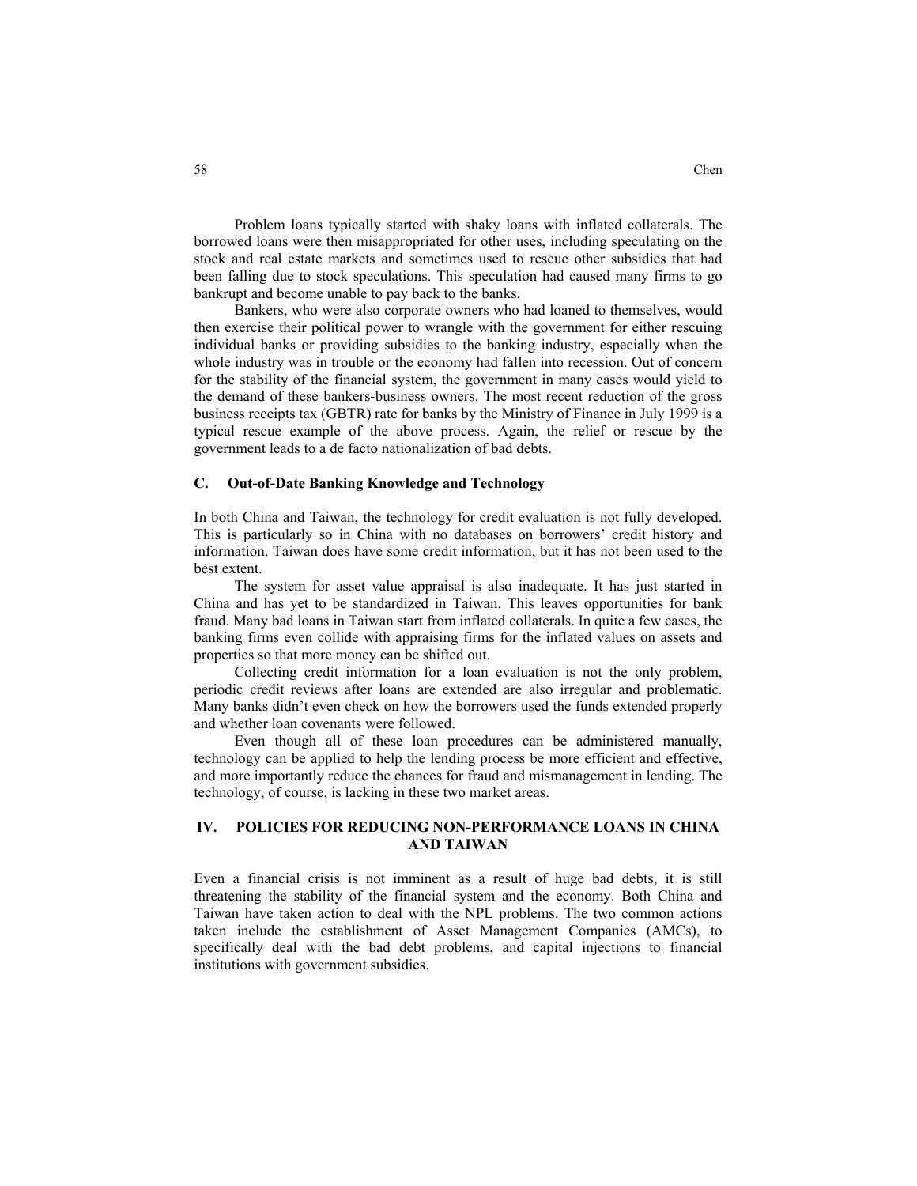Problem loans typically started with shaky loans with inflated collaterals. The borrowed loans were then misappropriated for other uses, including speculating on the stock and real estate markets and sometimes used to rescue other subsidies that had been falling due to stock speculations. This speculation had caused many firms to go bankrupt and become unable to pay back to the banks.

Bankers, who were also corporate owners who had loaned to themselves, would then exercise their political power to wrangle with the government for either rescuing individual banks or providing subsidies to the banking industry, especially when the whole industry was in trouble or the economy had fallen into recession. Out of concern for the stability of the financial system, the government in many cases would yield to the demand of these bankers-business owners. The most recent reduction of the gross business receipts tax (GBTR) rate for banks by the Ministry of Finance in July 1999 is a typical rescue example of the above process. Again, the relief or rescue by the government leads to a de facto nationalization of bad debts.

### C. Out-of-Date Banking Knowledge and Technology

In both China and Taiwan, the technology for credit evaluation is not fully developed. This is particularly so in China with no databases on borrowers' credit history and information. Taiwan does have some credit information, but it has not been used to the best extent.

The system for asset value appraisal is also inadequate. It has just started in China and has yet to be standardized in Taiwan. This leaves opportunities for bank fraud. Many bad loans in Taiwan start from inflated collaterals. In quite a few cases, the banking firms even collide with appraising firms for the inflated values on assets and properties so that more money can be shifted out.

Collecting credit information for a loan evaluation is not the only problem, periodic credit reviews after loans are extended are also irregular and problematic. Many banks didn't even check on how the borrowers used the funds extended properly and whether loan covenants were followed.

Even though all of these loan procedures can be administered manually, technology can be applied to help the lending process be more efficient and effective, and more importantly reduce the chances for fraud and mismanagement in lending. The technology, of course, is lacking in these two market areas.

## IV. POLICIES FOR REDUCING NON-PERFORMANCE LOANS IN CHINA AND TAIWAN

Even a financial crisis is not imminent as a result of huge bad debts, it is still threatening the stability of the financial system and the economy. Both China and Taiwan have taken action to deal with the NPL problems. The two common actions taken include the establishment of Asset Management Companies (AMCs), to specifically deal with the bad debt problems, and capital injections to financial institutions with government subsidies.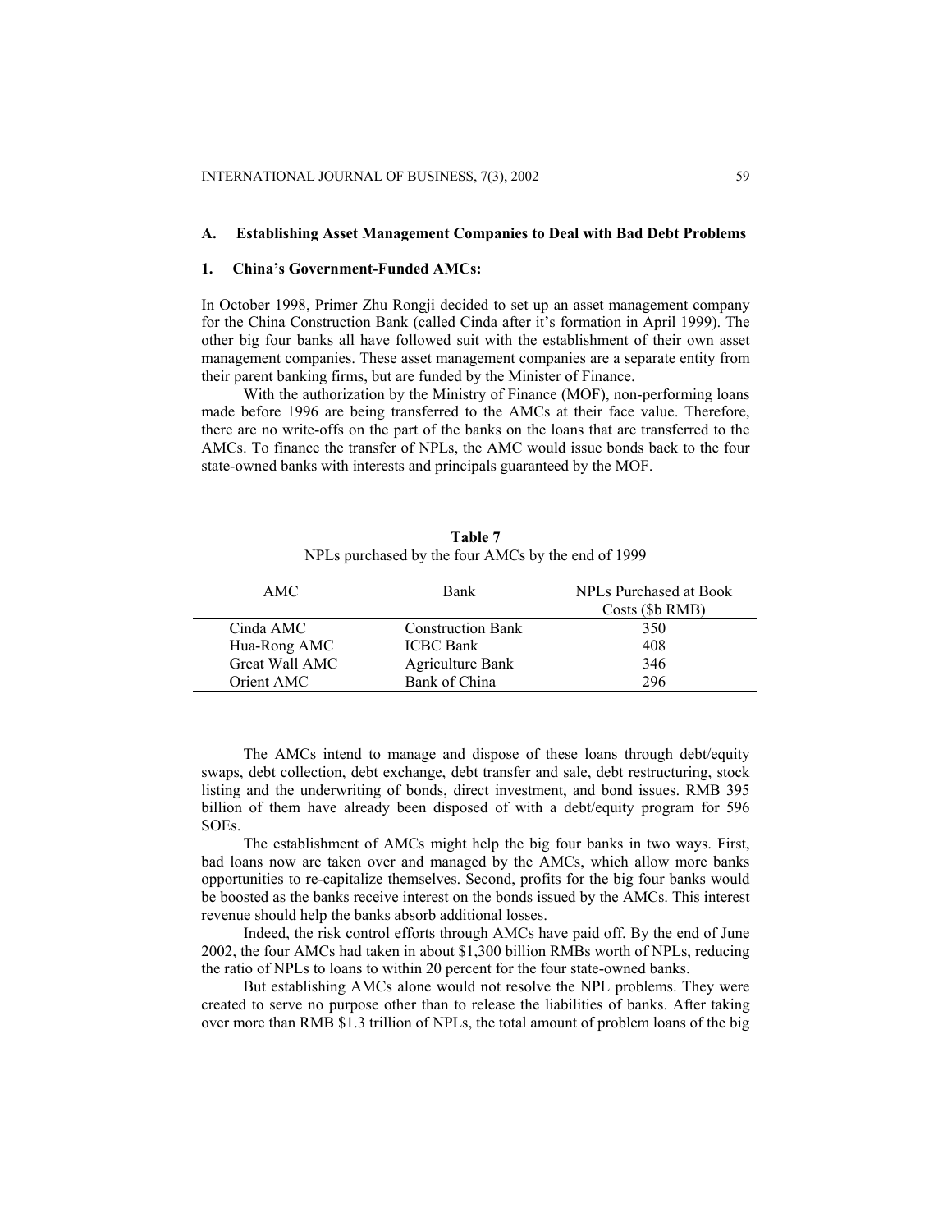### A. Establishing Asset Management Companies to Deal with Bad Debt Problems

#### 1. China's Government-Funded AMCs:

In October 1998, Primer Zhu Rongji decided to set up an asset management company for the China Construction Bank (called Cinda after it's formation in April 1999). The other big four banks all have followed suit with the establishment of their own asset management companies. These asset management companies are a separate entity from their parent banking firms, but are funded by the Minister of Finance.

With the authorization by the Ministry of Finance (MOF), non-performing loans made before 1996 are being transferred to the AMCs at their face value. Therefore, there are no write-offs on the part of the banks on the loans that are transferred to the AMCs. To finance the transfer of NPLs, the AMC would issue bonds back to the four state-owned banks with interests and principals guaranteed by the MOF.

**Table 7**
NPLs purchased by the four AMCs by the end of 1999

| AMC | Bank | NPLs Purchased at Book Costs ($b RMB) |
| --- | --- | --- |
| Cinda AMC | Construction Bank | 350 |
| Hua-Rong AMC | ICBC Bank | 408 |
| Great Wall AMC | Agriculture Bank | 346 |
| Orient AMC | Bank of China | 296 |

The AMCs intend to manage and dispose of these loans through debt/equity swaps, debt collection, debt exchange, debt transfer and sale, debt restructuring, stock listing and the underwriting of bonds, direct investment, and bond issues. RMB 395 billion of them have already been disposed of with a debt/equity program for 596 SOEs.

The establishment of AMCs might help the big four banks in two ways. First, bad loans now are taken over and managed by the AMCs, which allow more banks opportunities to re-capitalize themselves. Second, profits for the big four banks would be boosted as the banks receive interest on the bonds issued by the AMCs. This interest revenue should help the banks absorb additional losses.

Indeed, the risk control efforts through AMCs have paid off. By the end of June 2002, the four AMCs had taken in about $1,300 billion RMBs worth of NPLs, reducing the ratio of NPLs to loans to within 20 percent for the four state-owned banks.

But establishing AMCs alone would not resolve the NPL problems. They were created to serve no purpose other than to release the liabilities of banks. After taking over more than RMB $1.3 trillion of NPLs, the total amount of problem loans of the big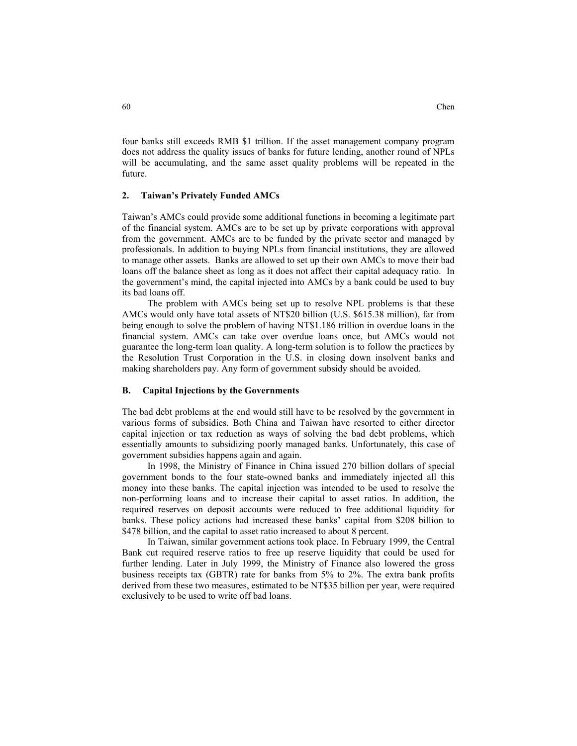four banks still exceeds RMB $1 trillion. If the asset management company program does not address the quality issues of banks for future lending, another round of NPLs will be accumulating, and the same asset quality problems will be repeated in the future.

### 2. Taiwan's Privately Funded AMCs

Taiwan's AMCs could provide some additional functions in becoming a legitimate part of the financial system. AMCs are to be set up by private corporations with approval from the government. AMCs are to be funded by the private sector and managed by professionals. In addition to buying NPLs from financial institutions, they are allowed to manage other assets. Banks are allowed to set up their own AMCs to move their bad loans off the balance sheet as long as it does not affect their capital adequacy ratio. In the government's mind, the capital injected into AMCs by a bank could be used to buy its bad loans off.

The problem with AMCs being set up to resolve NPL problems is that these AMCs would only have total assets of NT$20 billion (U.S. $615.38 million), far from being enough to solve the problem of having NT$1.186 trillion in overdue loans in the financial system. AMCs can take over overdue loans once, but AMCs would not guarantee the long-term loan quality. A long-term solution is to follow the practices by the Resolution Trust Corporation in the U.S. in closing down insolvent banks and making shareholders pay. Any form of government subsidy should be avoided.

## B. Capital Injections by the Governments

The bad debt problems at the end would still have to be resolved by the government in various forms of subsidies. Both China and Taiwan have resorted to either director capital injection or tax reduction as ways of solving the bad debt problems, which essentially amounts to subsidizing poorly managed banks. Unfortunately, this case of government subsidies happens again and again.

In 1998, the Ministry of Finance in China issued 270 billion dollars of special government bonds to the four state-owned banks and immediately injected all this money into these banks. The capital injection was intended to be used to resolve the non-performing loans and to increase their capital to asset ratios. In addition, the required reserves on deposit accounts were reduced to free additional liquidity for banks. These policy actions had increased these banks' capital from $208 billion to $478 billion, and the capital to asset ratio increased to about 8 percent.

In Taiwan, similar government actions took place. In February 1999, the Central Bank cut required reserve ratios to free up reserve liquidity that could be used for further lending. Later in July 1999, the Ministry of Finance also lowered the gross business receipts tax (GBTR) rate for banks from 5% to 2%. The extra bank profits derived from these two measures, estimated to be NT$35 billion per year, were required exclusively to be used to write off bad loans.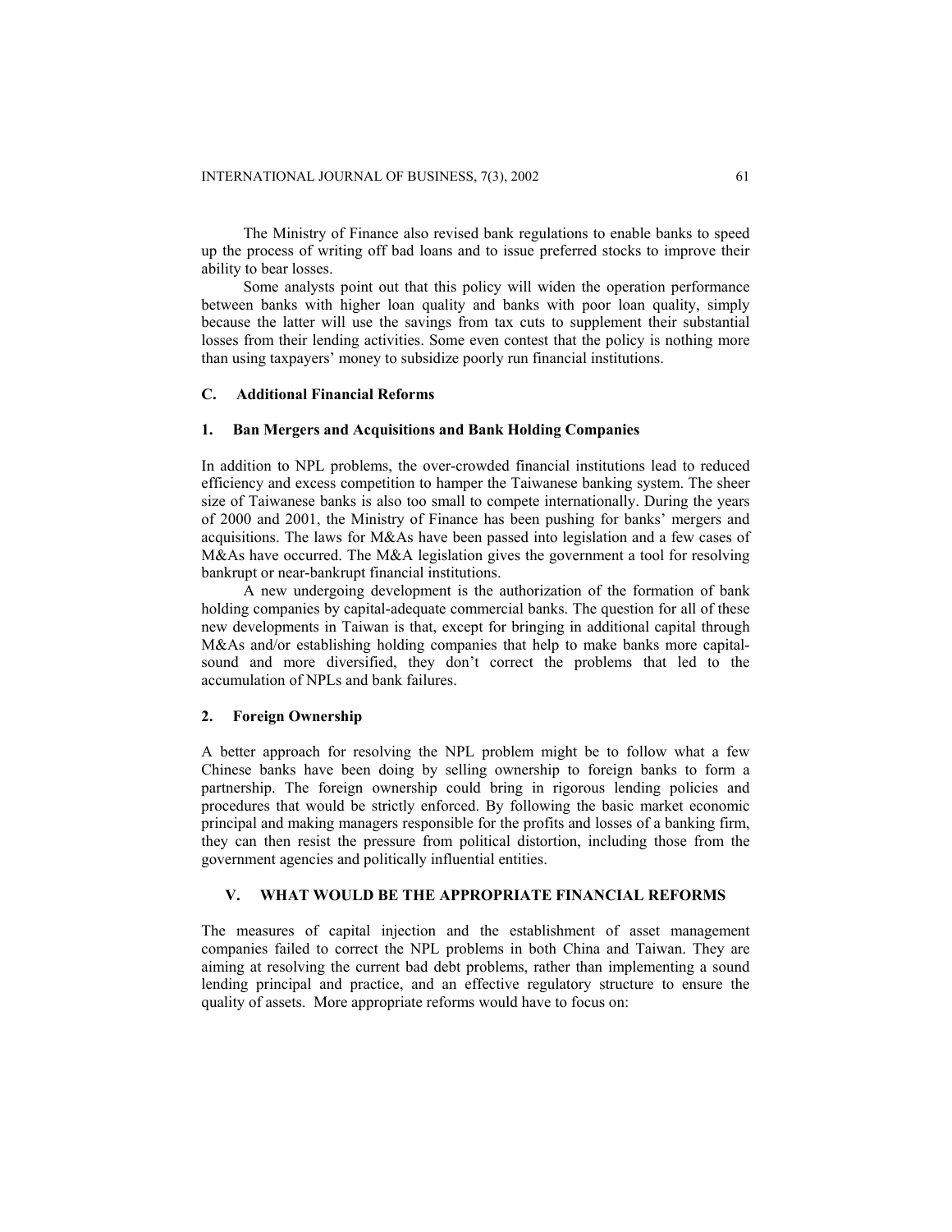The Ministry of Finance also revised bank regulations to enable banks to speed up the process of writing off bad loans and to issue preferred stocks to improve their ability to bear losses.

Some analysts point out that this policy will widen the operation performance between banks with higher loan quality and banks with poor loan quality, simply because the latter will use the savings from tax cuts to supplement their substantial losses from their lending activities. Some even contest that the policy is nothing more than using taxpayers' money to subsidize poorly run financial institutions.

### C. Additional Financial Reforms

#### 1. Ban Mergers and Acquisitions and Bank Holding Companies

In addition to NPL problems, the over-crowded financial institutions lead to reduced efficiency and excess competition to hamper the Taiwanese banking system. The sheer size of Taiwanese banks is also too small to compete internationally. During the years of 2000 and 2001, the Ministry of Finance has been pushing for banks' mergers and acquisitions. The laws for M&As have been passed into legislation and a few cases of M&As have occurred. The M&A legislation gives the government a tool for resolving bankrupt or near-bankrupt financial institutions.

A new undergoing development is the authorization of the formation of bank holding companies by capital-adequate commercial banks. The question for all of these new developments in Taiwan is that, except for bringing in additional capital through M&As and/or establishing holding companies that help to make banks more capital-sound and more diversified, they don't correct the problems that led to the accumulation of NPLs and bank failures.

#### 2. Foreign Ownership

A better approach for resolving the NPL problem might be to follow what a few Chinese banks have been doing by selling ownership to foreign banks to form a partnership. The foreign ownership could bring in rigorous lending policies and procedures that would be strictly enforced. By following the basic market economic principal and making managers responsible for the profits and losses of a banking firm, they can then resist the pressure from political distortion, including those from the government agencies and politically influential entities.

## V. WHAT WOULD BE THE APPROPRIATE FINANCIAL REFORMS

The measures of capital injection and the establishment of asset management companies failed to correct the NPL problems in both China and Taiwan. They are aiming at resolving the current bad debt problems, rather than implementing a sound lending principal and practice, and an effective regulatory structure to ensure the quality of assets. More appropriate reforms would have to focus on: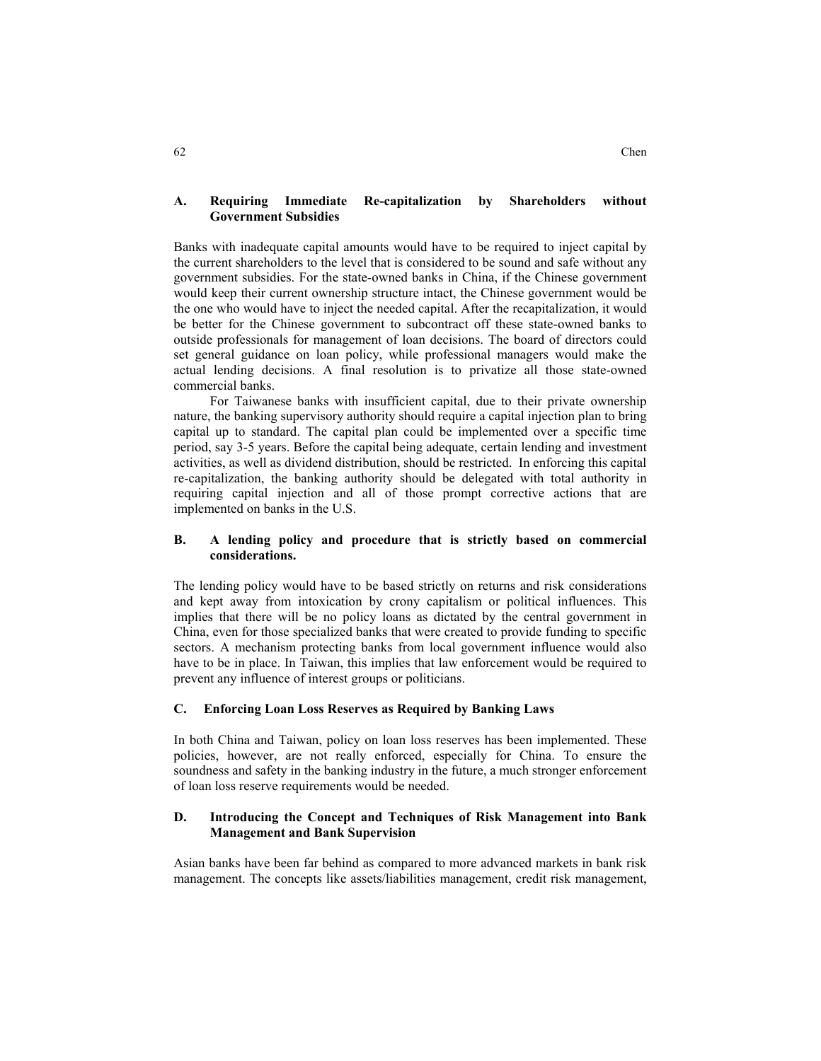### A. Requiring Immediate Re-capitalization by Shareholders without Government Subsidies

Banks with inadequate capital amounts would have to be required to inject capital by the current shareholders to the level that is considered to be sound and safe without any government subsidies. For the state-owned banks in China, if the Chinese government would keep their current ownership structure intact, the Chinese government would be the one who would have to inject the needed capital. After the recapitalization, it would be better for the Chinese government to subcontract off these state-owned banks to outside professionals for management of loan decisions. The board of directors could set general guidance on loan policy, while professional managers would make the actual lending decisions. A final resolution is to privatize all those state-owned commercial banks.

For Taiwanese banks with insufficient capital, due to their private ownership nature, the banking supervisory authority should require a capital injection plan to bring capital up to standard. The capital plan could be implemented over a specific time period, say 3-5 years. Before the capital being adequate, certain lending and investment activities, as well as dividend distribution, should be restricted. In enforcing this capital re-capitalization, the banking authority should be delegated with total authority in requiring capital injection and all of those prompt corrective actions that are implemented on banks in the U.S.

### B. A lending policy and procedure that is strictly based on commercial considerations.

The lending policy would have to be based strictly on returns and risk considerations and kept away from intoxication by crony capitalism or political influences. This implies that there will be no policy loans as dictated by the central government in China, even for those specialized banks that were created to provide funding to specific sectors. A mechanism protecting banks from local government influence would also have to be in place. In Taiwan, this implies that law enforcement would be required to prevent any influence of interest groups or politicians.

### C. Enforcing Loan Loss Reserves as Required by Banking Laws

In both China and Taiwan, policy on loan loss reserves has been implemented. These policies, however, are not really enforced, especially for China. To ensure the soundness and safety in the banking industry in the future, a much stronger enforcement of loan loss reserve requirements would be needed.

### D. Introducing the Concept and Techniques of Risk Management into Bank Management and Bank Supervision

Asian banks have been far behind as compared to more advanced markets in bank risk management. The concepts like assets/liabilities management, credit risk management,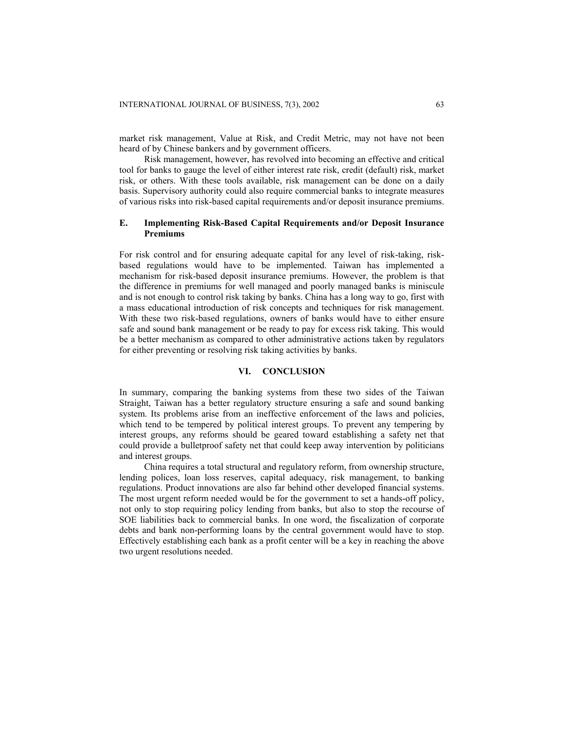market risk management, Value at Risk, and Credit Metric, may not have not been heard of by Chinese bankers and by government officers.

Risk management, however, has revolved into becoming an effective and critical tool for banks to gauge the level of either interest rate risk, credit (default) risk, market risk, or others. With these tools available, risk management can be done on a daily basis. Supervisory authority could also require commercial banks to integrate measures of various risks into risk-based capital requirements and/or deposit insurance premiums.

### E. Implementing Risk-Based Capital Requirements and/or Deposit Insurance Premiums

For risk control and for ensuring adequate capital for any level of risk-taking, risk-based regulations would have to be implemented. Taiwan has implemented a mechanism for risk-based deposit insurance premiums. However, the problem is that the difference in premiums for well managed and poorly managed banks is miniscule and is not enough to control risk taking by banks. China has a long way to go, first with a mass educational introduction of risk concepts and techniques for risk management. With these two risk-based regulations, owners of banks would have to either ensure safe and sound bank management or be ready to pay for excess risk taking. This would be a better mechanism as compared to other administrative actions taken by regulators for either preventing or resolving risk taking activities by banks.

## VI. CONCLUSION

In summary, comparing the banking systems from these two sides of the Taiwan Straight, Taiwan has a better regulatory structure ensuring a safe and sound banking system. Its problems arise from an ineffective enforcement of the laws and policies, which tend to be tempered by political interest groups. To prevent any tempering by interest groups, any reforms should be geared toward establishing a safety net that could provide a bulletproof safety net that could keep away intervention by politicians and interest groups.

China requires a total structural and regulatory reform, from ownership structure, lending polices, loan loss reserves, capital adequacy, risk management, to banking regulations. Product innovations are also far behind other developed financial systems. The most urgent reform needed would be for the government to set a hands-off policy, not only to stop requiring policy lending from banks, but also to stop the recourse of SOE liabilities back to commercial banks. In one word, the fiscalization of corporate debts and bank non-performing loans by the central government would have to stop. Effectively establishing each bank as a profit center will be a key in reaching the above two urgent resolutions needed.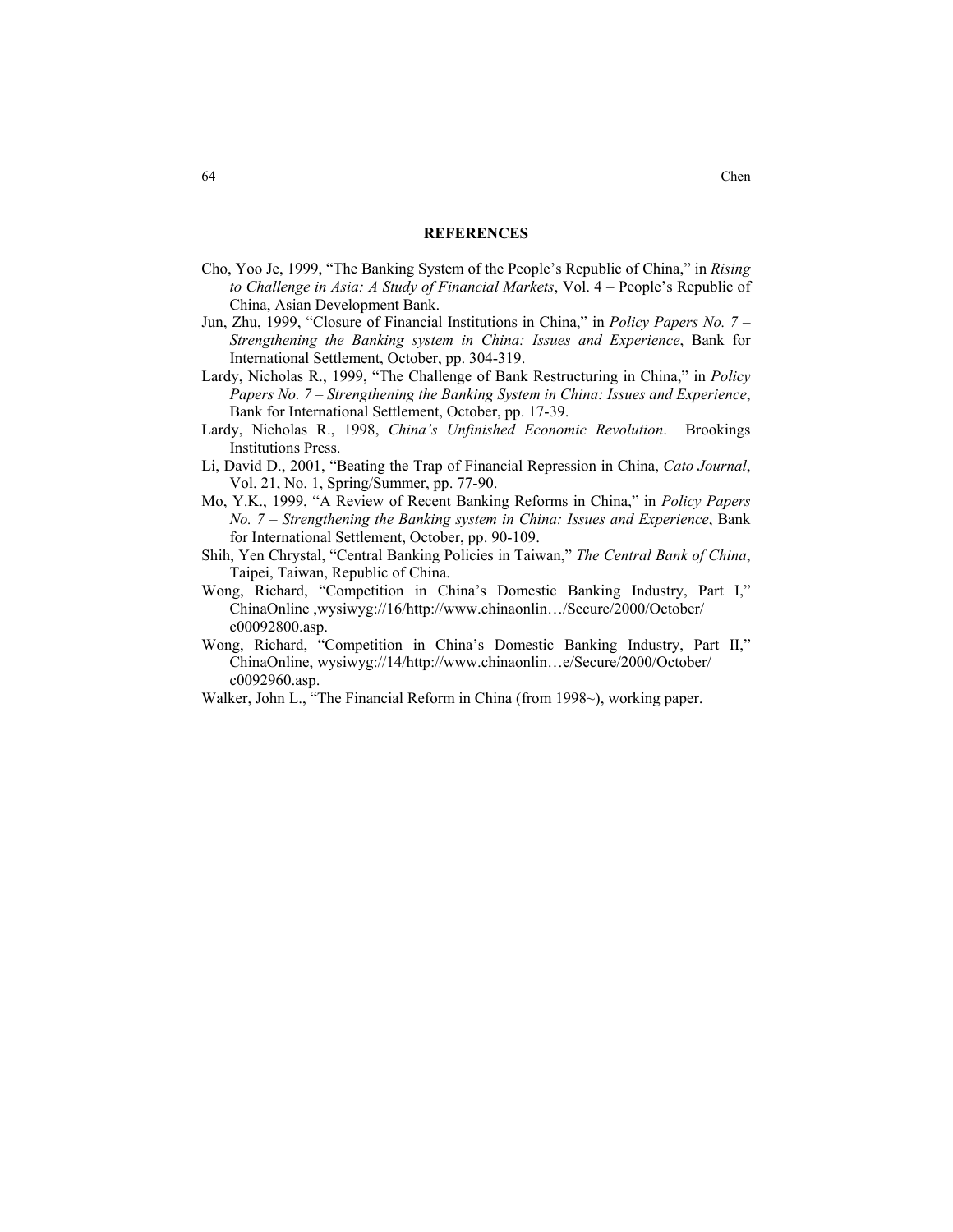## REFERENCES

Cho, Yoo Je, 1999, "The Banking System of the People's Republic of China," in *Rising to Challenge in Asia: A Study of Financial Markets*, Vol. 4 – People's Republic of China, Asian Development Bank.

Jun, Zhu, 1999, "Closure of Financial Institutions in China," in *Policy Papers No. 7 – Strengthening the Banking system in China: Issues and Experience*, Bank for International Settlement, October, pp. 304-319.

Lardy, Nicholas R., 1999, "The Challenge of Bank Restructuring in China," in *Policy Papers No. 7 – Strengthening the Banking System in China: Issues and Experience*, Bank for International Settlement, October, pp. 17-39.

Lardy, Nicholas R., 1998, *China's Unfinished Economic Revolution*. Brookings Institutions Press.

Li, David D., 2001, "Beating the Trap of Financial Repression in China, *Cato Journal*, Vol. 21, No. 1, Spring/Summer, pp. 77-90.

Mo, Y.K., 1999, "A Review of Recent Banking Reforms in China," in *Policy Papers No. 7 – Strengthening the Banking system in China: Issues and Experience*, Bank for International Settlement, October, pp. 90-109.

Shih, Yen Chrystal, "Central Banking Policies in Taiwan," *The Central Bank of China*, Taipei, Taiwan, Republic of China.

Wong, Richard, "Competition in China's Domestic Banking Industry, Part I," ChinaOnline ,wysiwyg://16/http://www.chinaonlin…/Secure/2000/October/ c00092800.asp.

Wong, Richard, "Competition in China's Domestic Banking Industry, Part II," ChinaOnline, wysiwyg://14/http://www.chinaonlin…e/Secure/2000/October/ c0092960.asp.

Walker, John L., "The Financial Reform in China (from 1998~), working paper.